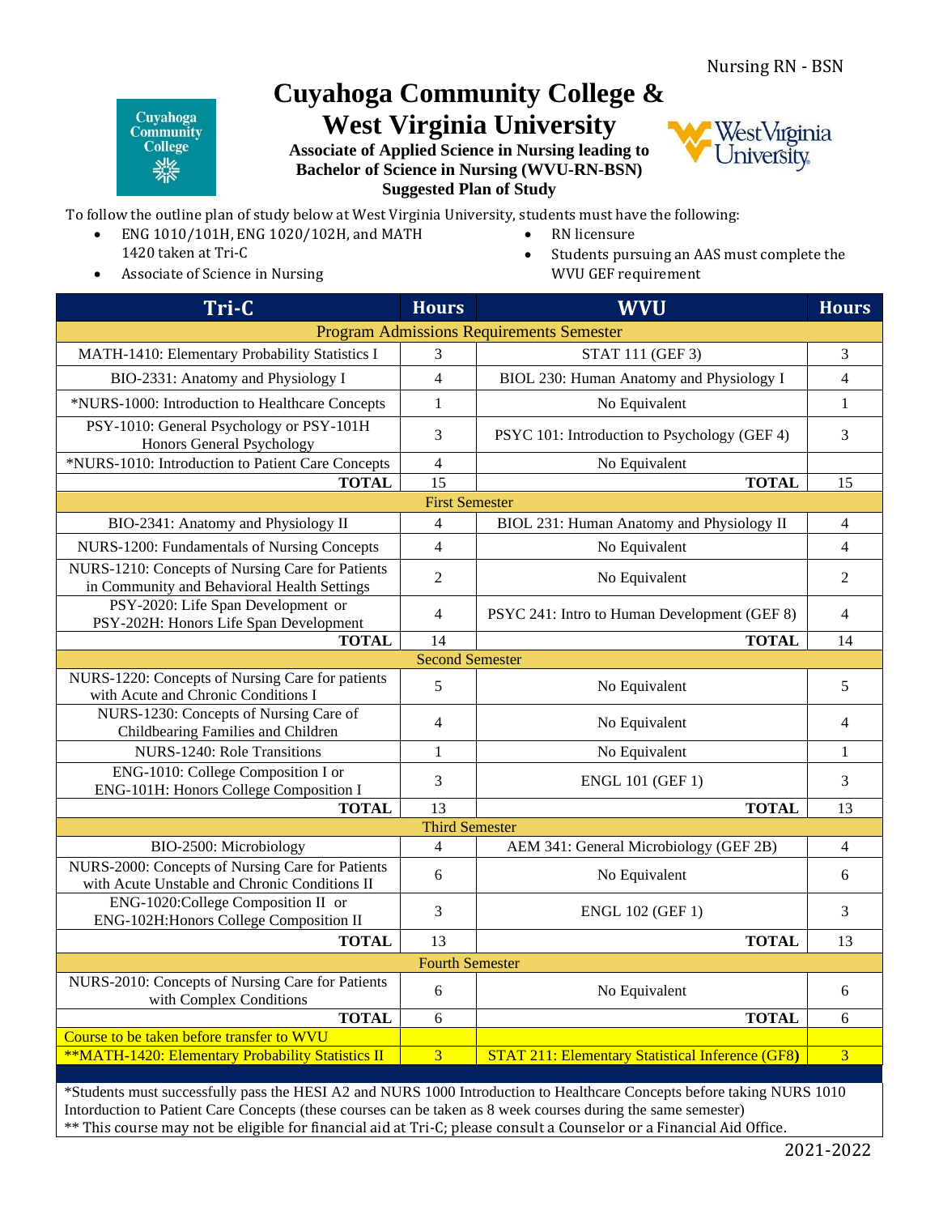Nursing RN - BSN

# Cuyahoga Community College & West Virginia University

**Associate of Applied Science in Nursing leading to Bachelor of Science in Nursing (WVU-RN-BSN) Suggested Plan of Study**

To follow the outline plan of study below at West Virginia University, students must have the following:

- ENG 1010/101H, ENG 1020/102H, and MATH 1420 taken at Tri-C
- Associate of Science in Nursing
- RN licensure
- Students pursuing an AAS must complete the WVU GEF requirement

| Tri-C | Hours | WVU | Hours |
|---|---|---|---|
| Program Admissions Requirements Semester | | | |
| MATH-1410: Elementary Probability Statistics I | 3 | STAT 111 (GEF 3) | 3 |
| BIO-2331: Anatomy and Physiology I | 4 | BIOL 230: Human Anatomy and Physiology I | 4 |
| *NURS-1000: Introduction to Healthcare Concepts | 1 | No Equivalent | 1 |
| PSY-1010: General Psychology or PSY-101H Honors General Psychology | 3 | PSYC 101: Introduction to Psychology (GEF 4) | 3 |
| *NURS-1010: Introduction to Patient Care Concepts | 4 | No Equivalent | |
| **TOTAL** | 15 | **TOTAL** | 15 |
| First Semester | | | |
| BIO-2341: Anatomy and Physiology II | 4 | BIOL 231: Human Anatomy and Physiology II | 4 |
| NURS-1200: Fundamentals of Nursing Concepts | 4 | No Equivalent | 4 |
| NURS-1210: Concepts of Nursing Care for Patients in Community and Behavioral Health Settings | 2 | No Equivalent | 2 |
| PSY-2020: Life Span Development or PSY-202H: Honors Life Span Development | 4 | PSYC 241: Intro to Human Development (GEF 8) | 4 |
| **TOTAL** | 14 | **TOTAL** | 14 |
| Second Semester | | | |
| NURS-1220: Concepts of Nursing Care for patients with Acute and Chronic Conditions I | 5 | No Equivalent | 5 |
| NURS-1230: Concepts of Nursing Care of Childbearing Families and Children | 4 | No Equivalent | 4 |
| NURS-1240: Role Transitions | 1 | No Equivalent | 1 |
| ENG-1010: College Composition I or ENG-101H: Honors College Composition I | 3 | ENGL 101 (GEF 1) | 3 |
| **TOTAL** | 13 | **TOTAL** | 13 |
| Third Semester | | | |
| BIO-2500: Microbiology | 4 | AEM 341: General Microbiology (GEF 2B) | 4 |
| NURS-2000: Concepts of Nursing Care for Patients with Acute Unstable and Chronic Conditions II | 6 | No Equivalent | 6 |
| ENG-1020:College Composition II or ENG-102H:Honors College Composition II | 3 | ENGL 102 (GEF 1) | 3 |
| **TOTAL** | 13 | **TOTAL** | 13 |
| Fourth Semester | | | |
| NURS-2010: Concepts of Nursing Care for Patients with Complex Conditions | 6 | No Equivalent | 6 |
| **TOTAL** | 6 | **TOTAL** | 6 |
| Course to be taken before transfer to WVU | | | |
| **MATH-1420: Elementary Probability Statistics II | 3 | STAT 211: Elementary Statistical Inference (GF8) | 3 |

*Students must successfully pass the HESI A2 and NURS 1000 Introduction to Healthcare Concepts before taking NURS 1010 Intorduction to Patient Care Concepts (these courses can be taken as 8 week courses during the same semester)

** This course may not be eligible for financial aid at Tri-C; please consult a Counselor or a Financial Aid Office.

2021-2022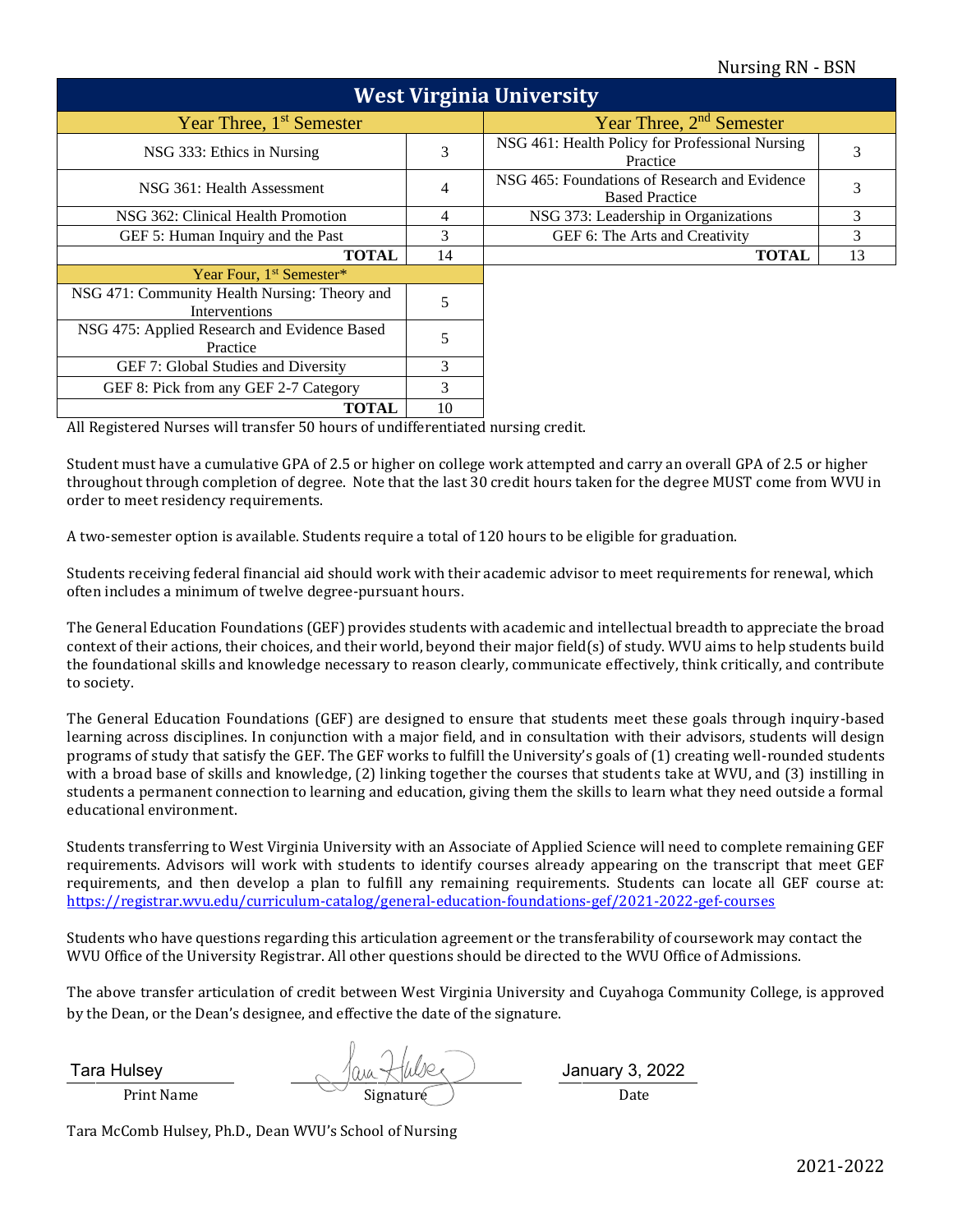Nursing RN - BSN

## West Virginia University

| Year Three, 1st Semester | | Year Three, 2nd Semester | |
|---|---|---|---|
| NSG 333: Ethics in Nursing | 3 | NSG 461: Health Policy for Professional Nursing Practice | 3 |
| NSG 361: Health Assessment | 4 | NSG 465: Foundations of Research and Evidence Based Practice | 3 |
| NSG 362: Clinical Health Promotion | 4 | NSG 373: Leadership in Organizations | 3 |
| GEF 5: Human Inquiry and the Past | 3 | GEF 6: The Arts and Creativity | 3 |
| **TOTAL** | 14 | **TOTAL** | 13 |

| Year Four, 1st Semester* | |
|---|---|
| NSG 471: Community Health Nursing: Theory and Interventions | 5 |
| NSG 475: Applied Research and Evidence Based Practice | 5 |
| GEF 7: Global Studies and Diversity | 3 |
| GEF 8: Pick from any GEF 2-7 Category | 3 |
| **TOTAL** | 10 |

All Registered Nurses will transfer 50 hours of undifferentiated nursing credit.

Student must have a cumulative GPA of 2.5 or higher on college work attempted and carry an overall GPA of 2.5 or higher throughout through completion of degree. Note that the last 30 credit hours taken for the degree MUST come from WVU in order to meet residency requirements.

A two-semester option is available. Students require a total of 120 hours to be eligible for graduation.

Students receiving federal financial aid should work with their academic advisor to meet requirements for renewal, which often includes a minimum of twelve degree-pursuant hours.

The General Education Foundations (GEF) provides students with academic and intellectual breadth to appreciate the broad context of their actions, their choices, and their world, beyond their major field(s) of study. WVU aims to help students build the foundational skills and knowledge necessary to reason clearly, communicate effectively, think critically, and contribute to society.

The General Education Foundations (GEF) are designed to ensure that students meet these goals through inquiry-based learning across disciplines. In conjunction with a major field, and in consultation with their advisors, students will design programs of study that satisfy the GEF. The GEF works to fulfill the University's goals of (1) creating well-rounded students with a broad base of skills and knowledge, (2) linking together the courses that students take at WVU, and (3) instilling in students a permanent connection to learning and education, giving them the skills to learn what they need outside a formal educational environment.

Students transferring to West Virginia University with an Associate of Applied Science will need to complete remaining GEF requirements. Advisors will work with students to identify courses already appearing on the transcript that meet GEF requirements, and then develop a plan to fulfill any remaining requirements. Students can locate all GEF course at: https://registrar.wvu.edu/curriculum-catalog/general-education-foundations-gef/2021-2022-gef-courses

Students who have questions regarding this articulation agreement or the transferability of coursework may contact the WVU Office of the University Registrar. All other questions should be directed to the WVU Office of Admissions.

The above transfer articulation of credit between West Virginia University and Cuyahoga Community College, is approved by the Dean, or the Dean's designee, and effective the date of the signature.

| Tara Hulsey | Tara Hulsey | January 3, 2022 |
|---|---|---|
| Print Name | Signature | Date |

Tara McComb Hulsey, Ph.D., Dean WVU's School of Nursing

2021-2022